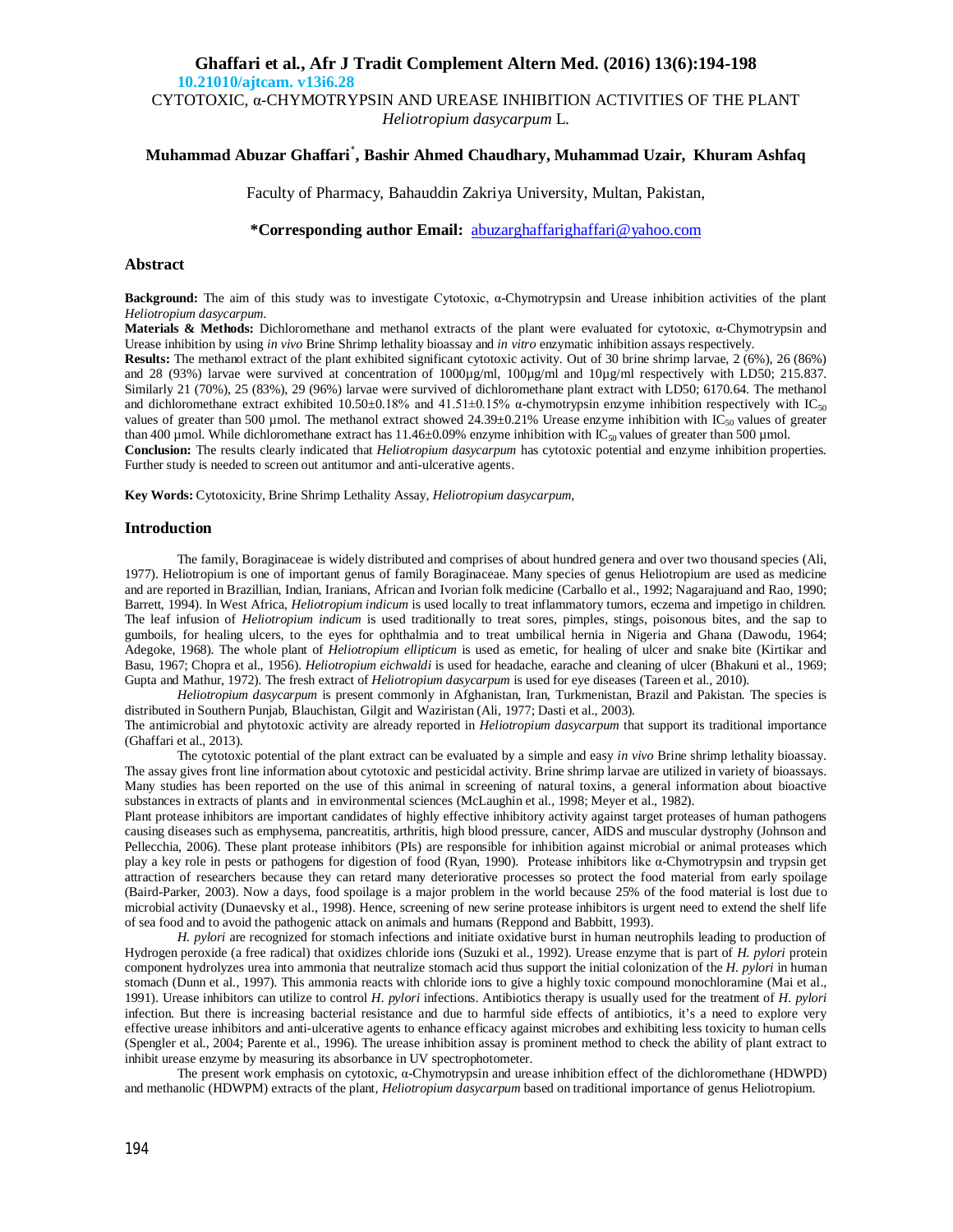10.21010/ajtcam. v13i6.28

# CYTOTOXIC, α-CHYMOTRYPSIN AND UREASE INHIBITION ACTIVITIES OF THE PLANT *Heliotropium dasycarpum* L.

**Muhammad Abuzar Ghaffari[*], Bashir Ahmed Chaudhary, Muhammad Uzair, Khuram Ashfaq**

Faculty of Pharmacy, Bahauddin Zakriya University, Multan, Pakistan,

**\*Corresponding author Email:** abuzarghaffarighaffari@yahoo.com

## Abstract

**Background:** The aim of this study was to investigate Cytotoxic, α-Chymotrypsin and Urease inhibition activities of the plant *Heliotropium dasycarpum*.

**Materials & Methods:** Dichloromethane and methanol extracts of the plant were evaluated for cytotoxic, α-Chymotrypsin and Urease inhibition by using *in vivo* Brine Shrimp lethality bioassay and *in vitro* enzymatic inhibition assays respectively.

**Results:** The methanol extract of the plant exhibited significant cytotoxic activity. Out of 30 brine shrimp larvae, 2 (6%), 26 (86%) and 28 (93%) larvae were survived at concentration of 1000µg/ml, 100µg/ml and 10µg/ml respectively with LD50; 215.837. Similarly 21 (70%), 25 (83%), 29 (96%) larvae were survived of dichloromethane plant extract with LD50; 6170.64. The methanol and dichloromethane extract exhibited 10.50±0.18% and 41.51±0.15% α-chymotrypsin enzyme inhibition respectively with $IC_{50}$ values of greater than 500 µmol. The methanol extract showed 24.39±0.21% Urease enzyme inhibition with $IC_{50}$ values of greater than 400 µmol. While dichloromethane extract has 11.46±0.09% enzyme inhibition with $IC_{50}$ values of greater than 500 µmol.

**Conclusion:** The results clearly indicated that *Heliotropium dasycarpum* has cytotoxic potential and enzyme inhibition properties. Further study is needed to screen out antitumor and anti-ulcerative agents.

**Key Words:** Cytotoxicity, Brine Shrimp Lethality Assay, *Heliotropium dasycarpum,*

## Introduction

The family, Boraginaceae is widely distributed and comprises of about hundred genera and over two thousand species (Ali, 1977). Heliotropium is one of important genus of family Boraginaceae. Many species of genus Heliotropium are used as medicine and are reported in Brazillian, Indian, Iranians, African and Ivorian folk medicine (Carballo et al., 1992; Nagarajuand and Rao, 1990; Barrett, 1994). In West Africa, *Heliotropium indicum* is used locally to treat inflammatory tumors, eczema and impetigo in children. The leaf infusion of *Heliotropium indicum* is used traditionally to treat sores, pimples, stings, poisonous bites, and the sap to gumboils, for healing ulcers, to the eyes for ophthalmia and to treat umbilical hernia in Nigeria and Ghana (Dawodu, 1964; Adegoke, 1968). The whole plant of *Heliotropium ellipticum* is used as emetic, for healing of ulcer and snake bite (Kirtikar and Basu, 1967; Chopra et al., 1956). *Heliotropium eichwaldi* is used for headache, earache and cleaning of ulcer (Bhakuni et al., 1969; Gupta and Mathur, 1972). The fresh extract of *Heliotropium dasycarpum* is used for eye diseases (Tareen et al., 2010).

*Heliotropium dasycarpum* is present commonly in Afghanistan, Iran, Turkmenistan, Brazil and Pakistan. The species is distributed in Southern Punjab, Blauchistan, Gilgit and Waziristan (Ali, 1977; Dasti et al., 2003).

The antimicrobial and phytotoxic activity are already reported in *Heliotropium dasycarpum* that support its traditional importance (Ghaffari et al., 2013).

The cytotoxic potential of the plant extract can be evaluated by a simple and easy *in vivo* Brine shrimp lethality bioassay. The assay gives front line information about cytotoxic and pesticidal activity. Brine shrimp larvae are utilized in variety of bioassays. Many studies has been reported on the use of this animal in screening of natural toxins, a general information about bioactive substances in extracts of plants and in environmental sciences (McLaughin et al., 1998; Meyer et al., 1982).

Plant protease inhibitors are important candidates of highly effective inhibitory activity against target proteases of human pathogens causing diseases such as emphysema, pancreatitis, arthritis, high blood pressure, cancer, AIDS and muscular dystrophy (Johnson and Pellecchia, 2006). These plant protease inhibitors (PIs) are responsible for inhibition against microbial or animal proteases which play a key role in pests or pathogens for digestion of food (Ryan, 1990). Protease inhibitors like α-Chymotrypsin and trypsin get attraction of researchers because they can retard many deteriorative processes so protect the food material from early spoilage (Baird-Parker, 2003). Now a days, food spoilage is a major problem in the world because 25% of the food material is lost due to microbial activity (Dunaevsky et al., 1998). Hence, screening of new serine protease inhibitors is urgent need to extend the shelf life of sea food and to avoid the pathogenic attack on animals and humans (Reppond and Babbitt, 1993).

*H. pylori* are recognized for stomach infections and initiate oxidative burst in human neutrophils leading to production of Hydrogen peroxide (a free radical) that oxidizes chloride ions (Suzuki et al., 1992). Urease enzyme that is part of *H. pylori* protein component hydrolyzes urea into ammonia that neutralize stomach acid thus support the initial colonization of the *H. pylori* in human stomach (Dunn et al., 1997). This ammonia reacts with chloride ions to give a highly toxic compound monochloramine (Mai et al., 1991). Urease inhibitors can utilize to control *H. pylori* infections. Antibiotics therapy is usually used for the treatment of *H. pylori* infection. But there is increasing bacterial resistance and due to harmful side effects of antibiotics, it's a need to explore very effective urease inhibitors and anti-ulcerative agents to enhance efficacy against microbes and exhibiting less toxicity to human cells (Spengler et al., 2004; Parente et al., 1996). The urease inhibition assay is prominent method to check the ability of plant extract to inhibit urease enzyme by measuring its absorbance in UV spectrophotometer.

The present work emphasis on cytotoxic, α-Chymotrypsin and urease inhibition effect of the dichloromethane (HDWPD) and methanolic (HDWPM) extracts of the plant, *Heliotropium dasycarpum* based on traditional importance of genus Heliotropium.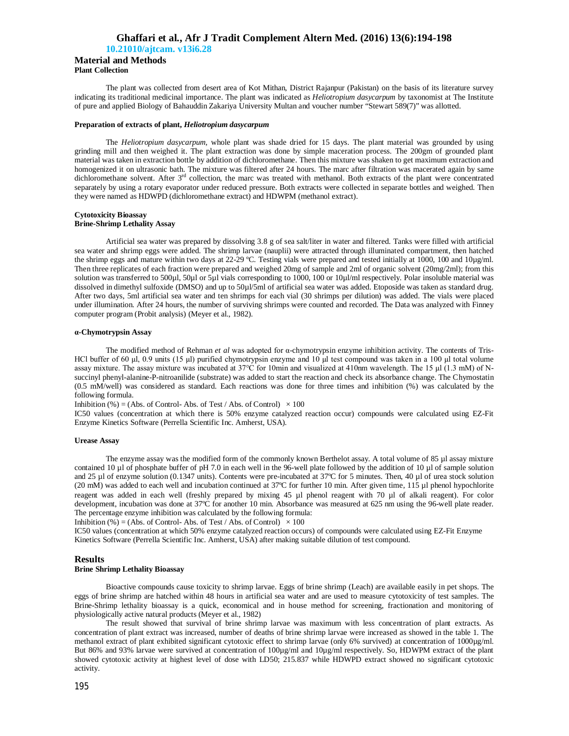## Material and Methods

### Plant Collection

The plant was collected from desert area of Kot Mithan, District Rajanpur (Pakistan) on the basis of its literature survey indicating its traditional medicinal importance. The plant was indicated as *Heliotropium dasycarpum* by taxonomist at The Institute of pure and applied Biology of Bahauddin Zakariya University Multan and voucher number "Stewart 589(7)" was allotted.

### Preparation of extracts of plant, *Heliotropium dasycarpum*

The *Heliotropium dasycarpum*, whole plant was shade dried for 15 days. The plant material was grounded by using grinding mill and then weighed it. The plant extraction was done by simple maceration process. The 200gm of grounded plant material was taken in extraction bottle by addition of dichloromethane. Then this mixture was shaken to get maximum extraction and homogenized it on ultrasonic bath. The mixture was filtered after 24 hours. The marc after filtration was macerated again by same dichloromethane solvent. After 3rd collection, the marc was treated with methanol. Both extracts of the plant were concentrated separately by using a rotary evaporator under reduced pressure. Both extracts were collected in separate bottles and weighed. Then they were named as HDWPD (dichloromethane extract) and HDWPM (methanol extract).

### Cytotoxicity Bioassay

### Brine-Shrimp Lethality Assay

Artificial sea water was prepared by dissolving 3.8 g of sea salt/liter in water and filtered. Tanks were filled with artificial sea water and shrimp eggs were added. The shrimp larvae (nauplii) were attracted through illuminated compartment, then hatched the shrimp eggs and mature within two days at 22-29 ºC. Testing vials were prepared and tested initially at 1000, 100 and 10µg/ml. Then three replicates of each fraction were prepared and weighed 20mg of sample and 2ml of organic solvent (20mg/2ml); from this solution was transferred to 500µl, 50µl or 5µl vials corresponding to 1000, 100 or 10µl/ml respectively. Polar insoluble material was dissolved in dimethyl sulfoxide (DMSO) and up to 50µl/5ml of artificial sea water was added. Etoposide was taken as standard drug. After two days, 5ml artificial sea water and ten shrimps for each vial (30 shrimps per dilution) was added. The vials were placed under illumination. After 24 hours, the number of surviving shrimps were counted and recorded. The Data was analyzed with Finney computer program (Probit analysis) (Meyer et al., 1982).

### α-Chymotrypsin Assay

The modified method of Rehman *et al* was adopted for α-chymotrypsin enzyme inhibition activity. The contents of Tris-HCl buffer of 60 µl, 0.9 units (15 µl) purified chymotrypsin enzyme and 10 µl test compound was taken in a 100 µl total volume assay mixture. The assay mixture was incubated at 37°C for 10min and visualized at 410nm wavelength. The 15 µl (1.3 mM) of N-succinyl phenyl-alanine-P-nitroanilide (substrate) was added to start the reaction and check its absorbance change. The Chymostatin (0.5 mM/well) was considered as standard. Each reactions was done for three times and inhibition (%) was calculated by the following formula.

Inhibition (%) = (Abs. of Control- Abs. of Test / Abs. of Control) $\times$ 100

IC50 values (concentration at which there is 50% enzyme catalyzed reaction occur) compounds were calculated using EZ-Fit Enzyme Kinetics Software (Perrella Scientific Inc. Amherst, USA).

### Urease Assay

The enzyme assay was the modified form of the commonly known Berthelot assay. A total volume of 85 µl assay mixture contained 10 µl of phosphate buffer of pH 7.0 in each well in the 96-well plate followed by the addition of 10 µl of sample solution and 25 µl of enzyme solution (0.1347 units). Contents were pre-incubated at 37ºC for 5 minutes. Then, 40 µl of urea stock solution (20 mM) was added to each well and incubation continued at 37ºC for further 10 min. After given time, 115 µl phenol hypochlorite reagent was added in each well (freshly prepared by mixing 45 µl phenol reagent with 70 µl of alkali reagent). For color development, incubation was done at 37ºC for another 10 min. Absorbance was measured at 625 nm using the 96-well plate reader. The percentage enzyme inhibition was calculated by the following formula:

Inhibition (%) = (Abs. of Control- Abs. of Test / Abs. of Control) $\times$ 100

IC50 values (concentration at which 50% enzyme catalyzed reaction occurs) of compounds were calculated using EZ-Fit Enzyme Kinetics Software (Perrella Scientific Inc. Amherst, USA) after making suitable dilution of test compound.

## Results

### Brine Shrimp Lethality Bioassay

Bioactive compounds cause toxicity to shrimp larvae. Eggs of brine shrimp (Leach) are available easily in pet shops. The eggs of brine shrimp are hatched within 48 hours in artificial sea water and are used to measure cytotoxicity of test samples. The Brine-Shrimp lethality bioassay is a quick, economical and in house method for screening, fractionation and monitoring of physiologically active natural products (Meyer et al., 1982)

The result showed that survival of brine shrimp larvae was maximum with less concentration of plant extracts. As concentration of plant extract was increased, number of deaths of brine shrimp larvae were increased as showed in the table 1. The methanol extract of plant exhibited significant cytotoxic effect to shrimp larvae (only 6% survived) at concentration of 1000µg/ml. But 86% and 93% larvae were survived at concentration of 100µg/ml and 10µg/ml respectively. So, HDWPM extract of the plant showed cytotoxic activity at highest level of dose with LD50; 215.837 while HDWPD extract showed no significant cytotoxic activity.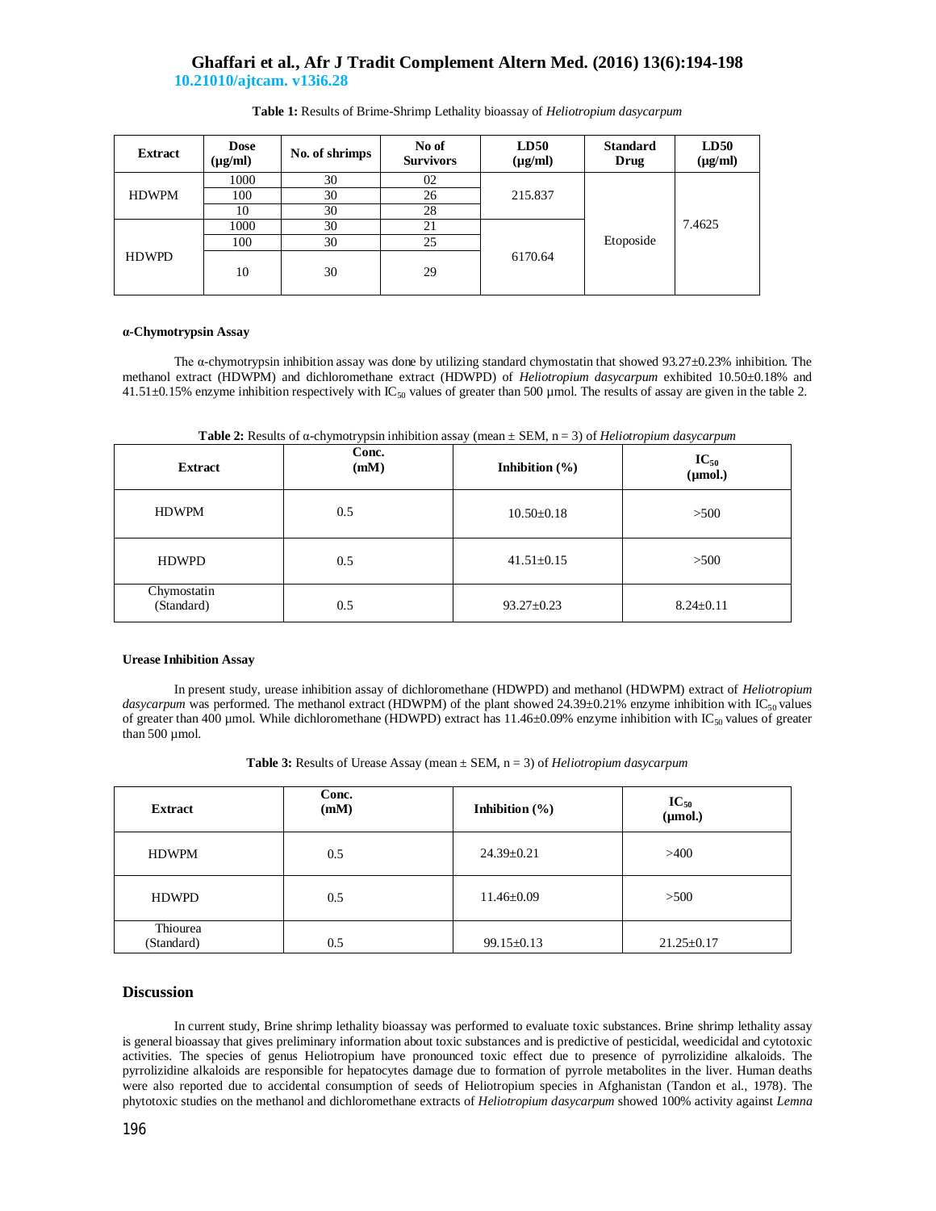**Table 1:** Results of Brime-Shrimp Lethality bioassay of *Heliotropium dasycarpum*

| Extract | Dose (µg/ml) | No. of shrimps | No of Survivors | LD50 (µg/ml) | Standard Drug | LD50 (µg/ml) |
|---|---|---|---|---|---|---|
| HDWPM | 1000 | 30 | 02 | 215.837 | Etoposide | 7.4625 |
| | 100 | 30 | 26 | | | |
| | 10 | 30 | 28 | | | |
| HDWPD | 1000 | 30 | 21 | 6170.64 | | |
| | 100 | 30 | 25 | | | |
| | 10 | 30 | 29 | | | |

#### α-Chymotrypsin Assay

The α-chymotrypsin inhibition assay was done by utilizing standard chymostatin that showed 93.27±0.23% inhibition. The methanol extract (HDWPM) and dichloromethane extract (HDWPD) of *Heliotropium dasycarpum* exhibited 10.50±0.18% and 41.51±0.15% enzyme inhibition respectively with $IC_{50}$ values of greater than 500 µmol. The results of assay are given in the table 2.

**Table 2:** Results of α-chymotrypsin inhibition assay (mean ± SEM, n = 3) of *Heliotropium dasycarpum*

| Extract | Conc. (mM) | Inhibition (%) | $IC_{50}$ (µmol.) |
|---|---|---|---|
| HDWPM | 0.5 | 10.50±0.18 | >500 |
| HDWPD | 0.5 | 41.51±0.15 | >500 |
| Chymostatin (Standard) | 0.5 | 93.27±0.23 | 8.24±0.11 |

#### Urease Inhibition Assay

In present study, urease inhibition assay of dichloromethane (HDWPD) and methanol (HDWPM) extract of *Heliotropium dasycarpum* was performed. The methanol extract (HDWPM) of the plant showed 24.39±0.21% enzyme inhibition with $IC_{50}$ values of greater than 400 µmol. While dichloromethane (HDWPD) extract has 11.46±0.09% enzyme inhibition with $IC_{50}$ values of greater than 500 µmol.

**Table 3:** Results of Urease Assay (mean ± SEM, n = 3) of *Heliotropium dasycarpum*

| Extract | Conc. (mM) | Inhibition (%) | $IC_{50}$ (µmol.) |
|---|---|---|---|
| HDWPM | 0.5 | 24.39±0.21 | >400 |
| HDWPD | 0.5 | 11.46±0.09 | >500 |
| Thiourea (Standard) | 0.5 | 99.15±0.13 | 21.25±0.17 |

## Discussion

In current study, Brine shrimp lethality bioassay was performed to evaluate toxic substances. Brine shrimp lethality assay is general bioassay that gives preliminary information about toxic substances and is predictive of pesticidal, weedicidal and cytotoxic activities. The species of genus Heliotropium have pronounced toxic effect due to presence of pyrrolizidine alkaloids. The pyrrolizidine alkaloids are responsible for hepatocytes damage due to formation of pyrrole metabolites in the liver. Human deaths were also reported due to accidental consumption of seeds of Heliotropium species in Afghanistan (Tandon et al., 1978). The phytotoxic studies on the methanol and dichloromethane extracts of *Heliotropium dasycarpum* showed 100% activity against *Lemna*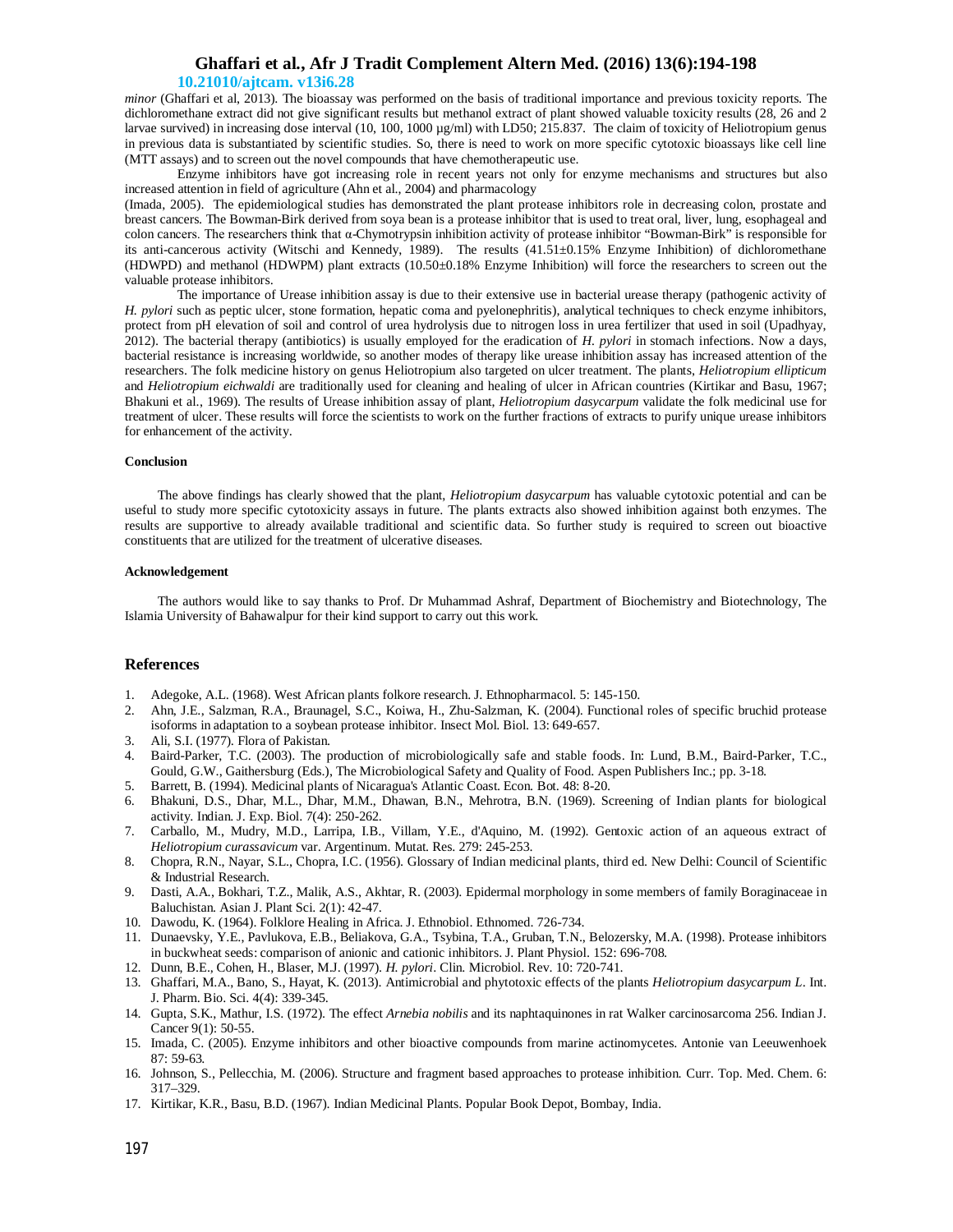*minor* (Ghaffari et al, 2013). The bioassay was performed on the basis of traditional importance and previous toxicity reports. The dichloromethane extract did not give significant results but methanol extract of plant showed valuable toxicity results (28, 26 and 2 larvae survived) in increasing dose interval (10, 100, 1000 µg/ml) with LD50; 215.837. The claim of toxicity of Heliotropium genus in previous data is substantiated by scientific studies. So, there is need to work on more specific cytotoxic bioassays like cell line (MTT assays) and to screen out the novel compounds that have chemotherapeutic use.

Enzyme inhibitors have got increasing role in recent years not only for enzyme mechanisms and structures but also increased attention in field of agriculture (Ahn et al., 2004) and pharmacology

(Imada, 2005). The epidemiological studies has demonstrated the plant protease inhibitors role in decreasing colon, prostate and breast cancers. The Bowman-Birk derived from soya bean is a protease inhibitor that is used to treat oral, liver, lung, esophageal and colon cancers. The researchers think that α-Chymotrypsin inhibition activity of protease inhibitor "Bowman-Birk" is responsible for its anti-cancerous activity (Witschi and Kennedy, 1989). The results (41.51±0.15% Enzyme Inhibition) of dichloromethane (HDWPD) and methanol (HDWPM) plant extracts (10.50±0.18% Enzyme Inhibition) will force the researchers to screen out the valuable protease inhibitors.

The importance of Urease inhibition assay is due to their extensive use in bacterial urease therapy (pathogenic activity of *H. pylori* such as peptic ulcer, stone formation, hepatic coma and pyelonephritis), analytical techniques to check enzyme inhibitors, protect from pH elevation of soil and control of urea hydrolysis due to nitrogen loss in urea fertilizer that used in soil (Upadhyay, 2012). The bacterial therapy (antibiotics) is usually employed for the eradication of *H. pylori* in stomach infections. Now a days, bacterial resistance is increasing worldwide, so another modes of therapy like urease inhibition assay has increased attention of the researchers. The folk medicine history on genus Heliotropium also targeted on ulcer treatment. The plants, *Heliotropium ellipticum* and *Heliotropium eichwaldi* are traditionally used for cleaning and healing of ulcer in African countries (Kirtikar and Basu, 1967; Bhakuni et al., 1969). The results of Urease inhibition assay of plant, *Heliotropium dasycarpum* validate the folk medicinal use for treatment of ulcer. These results will force the scientists to work on the further fractions of extracts to purify unique urease inhibitors for enhancement of the activity.

**Conclusion**

The above findings has clearly showed that the plant, *Heliotropium dasycarpum* has valuable cytotoxic potential and can be useful to study more specific cytotoxicity assays in future. The plants extracts also showed inhibition against both enzymes. The results are supportive to already available traditional and scientific data. So further study is required to screen out bioactive constituents that are utilized for the treatment of ulcerative diseases.

**Acknowledgement**

The authors would like to say thanks to Prof. Dr Muhammad Ashraf, Department of Biochemistry and Biotechnology, The Islamia University of Bahawalpur for their kind support to carry out this work.

## References

1. Adegoke, A.L. (1968). West African plants folkore research. J. Ethnopharmacol. 5: 145-150.
2. Ahn, J.E., Salzman, R.A., Braunagel, S.C., Koiwa, H., Zhu-Salzman, K. (2004). Functional roles of specific bruchid protease isoforms in adaptation to a soybean protease inhibitor. Insect Mol. Biol. 13: 649-657.
3. Ali, S.I. (1977). Flora of Pakistan.
4. Baird-Parker, T.C. (2003). The production of microbiologically safe and stable foods. In: Lund, B.M., Baird-Parker, T.C., Gould, G.W., Gaithersburg (Eds.), The Microbiological Safety and Quality of Food. Aspen Publishers Inc.; pp. 3-18.
5. Barrett, B. (1994). Medicinal plants of Nicaragua's Atlantic Coast. Econ. Bot. 48: 8-20.
6. Bhakuni, D.S., Dhar, M.L., Dhar, M.M., Dhawan, B.N., Mehrotra, B.N. (1969). Screening of Indian plants for biological activity. Indian. J. Exp. Biol. 7(4): 250-262.
7. Carballo, M., Mudry, M.D., Larripa, I.B., Villam, Y.E., d'Aquino, M. (1992). Gentoxic action of an aqueous extract of *Heliotropium curassavicum* var. Argentinum. Mutat. Res. 279: 245-253.
8. Chopra, R.N., Nayar, S.L., Chopra, I.C. (1956). Glossary of Indian medicinal plants, third ed. New Delhi: Council of Scientific & Industrial Research.
9. Dasti, A.A., Bokhari, T.Z., Malik, A.S., Akhtar, R. (2003). Epidermal morphology in some members of family Boraginaceae in Baluchistan. Asian J. Plant Sci. 2(1): 42-47.
10. Dawodu, K. (1964). Folklore Healing in Africa. J. Ethnobiol. Ethnomed. 726-734.
11. Dunaevsky, Y.E., Pavlukova, E.B., Beliakova, G.A., Tsybina, T.A., Gruban, T.N., Belozersky, M.A. (1998). Protease inhibitors in buckwheat seeds: comparison of anionic and cationic inhibitors. J. Plant Physiol. 152: 696-708.
12. Dunn, B.E., Cohen, H., Blaser, M.J. (1997). *H. pylori*. Clin. Microbiol. Rev. 10: 720-741.
13. Ghaffari, M.A., Bano, S., Hayat, K. (2013). Antimicrobial and phytotoxic effects of the plants *Heliotropium dasycarpum L*. Int. J. Pharm. Bio. Sci. 4(4): 339-345.
14. Gupta, S.K., Mathur, I.S. (1972). The effect *Arnebia nobilis* and its naphtaquinones in rat Walker carcinosarcoma 256. Indian J. Cancer 9(1): 50-55.
15. Imada, C. (2005). Enzyme inhibitors and other bioactive compounds from marine actinomycetes. Antonie van Leeuwenhoek 87: 59-63.
16. Johnson, S., Pellecchia, M. (2006). Structure and fragment based approaches to protease inhibition. Curr. Top. Med. Chem. 6: 317–329.
17. Kirtikar, K.R., Basu, B.D. (1967). Indian Medicinal Plants. Popular Book Depot, Bombay, India.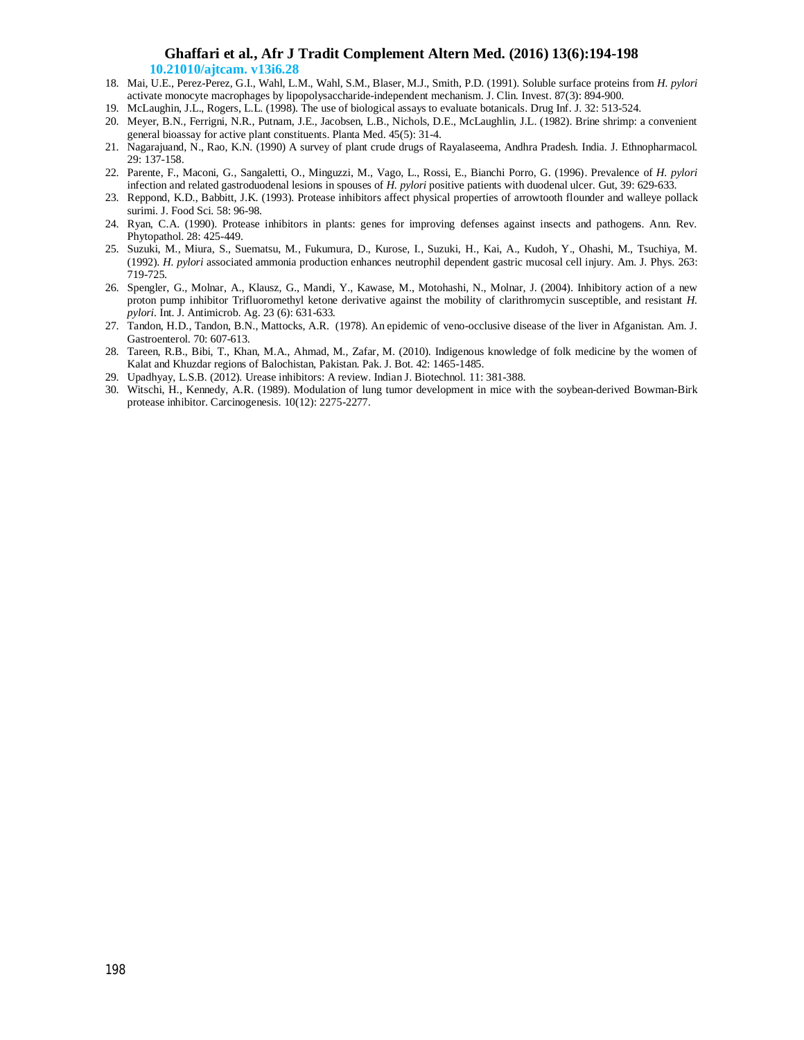18. Mai, U.E., Perez-Perez, G.I., Wahl, L.M., Wahl, S.M., Blaser, M.J., Smith, P.D. (1991). Soluble surface proteins from *H. pylori* activate monocyte macrophages by lipopolysaccharide-independent mechanism. J. Clin. Invest. 87(3): 894-900.
19. McLaughin, J.L., Rogers, L.L. (1998). The use of biological assays to evaluate botanicals. Drug Inf. J. 32: 513-524.
20. Meyer, B.N., Ferrigni, N.R., Putnam, J.E., Jacobsen, L.B., Nichols, D.E., McLaughlin, J.L. (1982). Brine shrimp: a convenient general bioassay for active plant constituents. Planta Med. 45(5): 31-4.
21. Nagarajuand, N., Rao, K.N. (1990) A survey of plant crude drugs of Rayalaseema, Andhra Pradesh. India. J. Ethnopharmacol. 29: 137-158.
22. Parente, F., Maconi, G., Sangaletti, O., Minguzzi, M., Vago, L., Rossi, E., Bianchi Porro, G. (1996). Prevalence of *H. pylori* infection and related gastroduodenal lesions in spouses of *H. pylori* positive patients with duodenal ulcer. Gut, 39: 629-633.
23. Reppond, K.D., Babbitt, J.K. (1993). Protease inhibitors affect physical properties of arrowtooth flounder and walleye pollack surimi. J. Food Sci. 58: 96-98.
24. Ryan, C.A. (1990). Protease inhibitors in plants: genes for improving defenses against insects and pathogens. Ann. Rev. Phytopathol. 28: 425-449.
25. Suzuki, M., Miura, S., Suematsu, M., Fukumura, D., Kurose, I., Suzuki, H., Kai, A., Kudoh, Y., Ohashi, M., Tsuchiya, M. (1992). *H. pylori* associated ammonia production enhances neutrophil dependent gastric mucosal cell injury. Am. J. Phys. 263: 719-725.
26. Spengler, G., Molnar, A., Klausz, G., Mandi, Y., Kawase, M., Motohashi, N., Molnar, J. (2004). Inhibitory action of a new proton pump inhibitor Trifluoromethyl ketone derivative against the mobility of clarithromycin susceptible, and resistant *H. pylori*. Int. J. Antimicrob. Ag. 23 (6): 631-633.
27. Tandon, H.D., Tandon, B.N., Mattocks, A.R. (1978). An epidemic of veno-occlusive disease of the liver in Afganistan. Am. J. Gastroenterol. 70: 607-613.
28. Tareen, R.B., Bibi, T., Khan, M.A., Ahmad, M., Zafar, M. (2010). Indigenous knowledge of folk medicine by the women of Kalat and Khuzdar regions of Balochistan, Pakistan. Pak. J. Bot. 42: 1465-1485.
29. Upadhyay, L.S.B. (2012). Urease inhibitors: A review. Indian J. Biotechnol. 11: 381-388.
30. Witschi, H., Kennedy, A.R. (1989). Modulation of lung tumor development in mice with the soybean-derived Bowman-Birk protease inhibitor. Carcinogenesis. 10(12): 2275-2277.